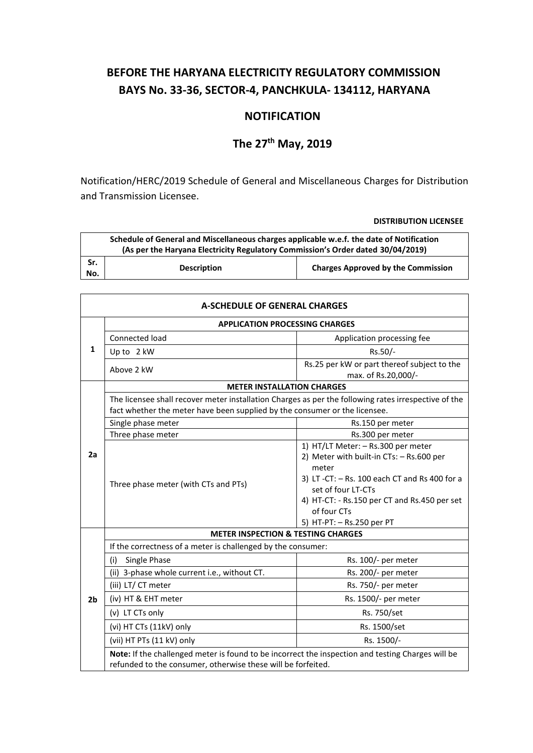# BEFORE THE HARYANA ELECTRICITY REGULATORY COMMISSION
# BAYS No. 33-36, SECTOR-4, PANCHKULA- 134112, HARYANA

## NOTIFICATION

## The 27th May, 2019

Notification/HERC/2019 Schedule of General and Miscellaneous Charges for Distribution and Transmission Licensee.

**DISTRIBUTION LICENSEE**

| **Schedule of General and Miscellaneous charges applicable w.e.f. the date of Notification (As per the Haryana Electricity Regulatory Commission's Order dated 30/04/2019)** | | |
|---|---|---|
| **Sr. No.** | **Description** | **Charges Approved by the Commission** |

| **A-SCHEDULE OF GENERAL CHARGES** | | |
|---|---|---|
| **1** | **APPLICATION PROCESSING CHARGES** | |
| | Connected load | Application processing fee |
| | Up to 2 kW | Rs.50/- |
| | Above 2 kW | Rs.25 per kW or part thereof subject to the max. of Rs.20,000/- |
| **2a** | **METER INSTALLATION CHARGES** | |
| | The licensee shall recover meter installation Charges as per the following rates irrespective of the fact whether the meter have been supplied by the consumer or the licensee. | |
| | Single phase meter | Rs.150 per meter |
| | Three phase meter | Rs.300 per meter |
| | Three phase meter (with CTs and PTs) | 1) HT/LT Meter: – Rs.300 per meter<br>2) Meter with built-in CTs: – Rs.600 per meter<br>3) LT -CT: – Rs. 100 each CT and Rs 400 for a set of four LT-CTs<br>4) HT-CT: - Rs.150 per CT and Rs.450 per set of four CTs<br>5) HT-PT: – Rs.250 per PT |
| **2b** | **METER INSPECTION & TESTING CHARGES** | |
| | If the correctness of a meter is challenged by the consumer: | |
| | (i) Single Phase | Rs. 100/- per meter |
| | (ii) 3-phase whole current i.e., without CT. | Rs. 200/- per meter |
| | (iii) LT/ CT meter | Rs. 750/- per meter |
| | (iv) HT & EHT meter | Rs. 1500/- per meter |
| | (v) LT CTs only | Rs. 750/set |
| | (vi) HT CTs (11kV) only | Rs. 1500/set |
| | (vii) HT PTs (11 kV) only | Rs. 1500/- |
| | **Note:** If the challenged meter is found to be incorrect the inspection and testing Charges will be refunded to the consumer, otherwise these will be forfeited. | |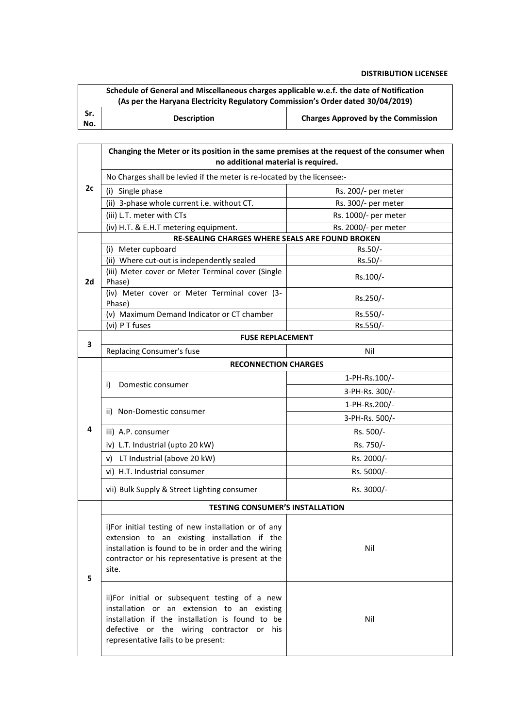**DISTRIBUTION LICENSEE**

| Schedule of General and Miscellaneous charges applicable w.e.f. the date of Notification (As per the Haryana Electricity Regulatory Commission's Order dated 30/04/2019) | | |
|---|---|---|
| **Sr. No.** | **Description** | **Charges Approved by the Commission** |
| 2c | **Changing the Meter or its position in the same premises at the request of the consumer when no additional material is required.** | |
| | No Charges shall be levied if the meter is re-located by the licensee:- | |
| | (i) Single phase | Rs. 200/- per meter |
| | (ii) 3-phase whole current i.e. without CT. | Rs. 300/- per meter |
| | (iii) L.T. meter with CTs | Rs. 1000/- per meter |
| | (iv) H.T. & E.H.T metering equipment. | Rs. 2000/- per meter |
| 2d | **RE-SEALING CHARGES WHERE SEALS ARE FOUND BROKEN** | |
| | (i) Meter cupboard | Rs.50/- |
| | (ii) Where cut-out is independently sealed | Rs.50/- |
| | (iii) Meter cover or Meter Terminal cover (Single Phase) | Rs.100/- |
| | (iv) Meter cover or Meter Terminal cover (3-Phase) | Rs.250/- |
| | (v) Maximum Demand Indicator or CT chamber | Rs.550/- |
| | (vi) P T fuses | Rs.550/- |
| 3 | **FUSE REPLACEMENT** | |
| | Replacing Consumer's fuse | Nil |
| 4 | **RECONNECTION CHARGES** | |
| | i) Domestic consumer | 1-PH-Rs.100/- |
| | | 3-PH-Rs. 300/- |
| | ii) Non-Domestic consumer | 1-PH-Rs.200/- |
| | | 3-PH-Rs. 500/- |
| | iii) A.P. consumer | Rs. 500/- |
| | iv) L.T. Industrial (upto 20 kW) | Rs. 750/- |
| | v) LT Industrial (above 20 kW) | Rs. 2000/- |
| | vi) H.T. Industrial consumer | Rs. 5000/- |
| | vii) Bulk Supply & Street Lighting consumer | Rs. 3000/- |
| 5 | **TESTING CONSUMER'S INSTALLATION** | |
| | i)For initial testing of new installation or of any extension to an existing installation if the installation is found to be in order and the wiring contractor or his representative is present at the site. | Nil |
| | ii)For initial or subsequent testing of a new installation or an extension to an existing installation if the installation is found to be defective or the wiring contractor or his representative fails to be present: | Nil |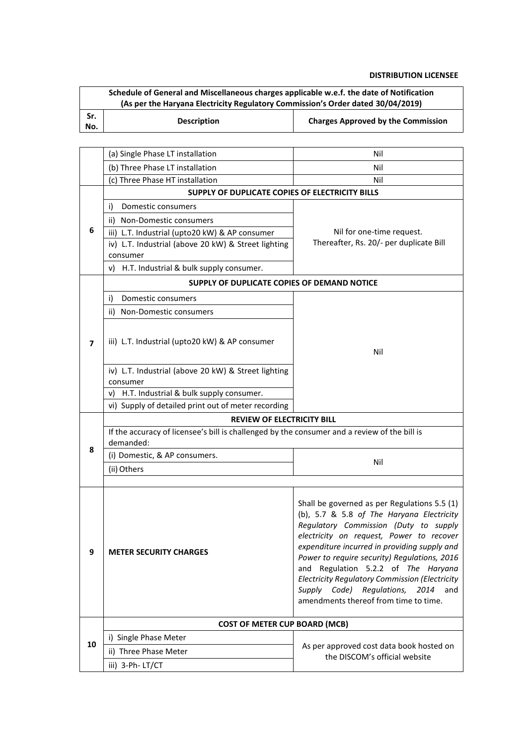**DISTRIBUTION LICENSEE**

| Schedule of General and Miscellaneous charges applicable w.e.f. the date of Notification (As per the Haryana Electricity Regulatory Commission's Order dated 30/04/2019) | | |
|---|---|---|
| **Sr. No.** | **Description** | **Charges Approved by the Commission** |
| | (a) Single Phase LT installation | Nil |
| | (b) Three Phase LT installation | Nil |
| | (c) Three Phase HT installation | Nil |
| 6 | **SUPPLY OF DUPLICATE COPIES OF ELECTRICITY BILLS** | |
| | i) Domestic consumers | Nil for one-time request. Thereafter, Rs. 20/- per duplicate Bill |
| | ii) Non-Domestic consumers | |
| | iii) L.T. Industrial (upto20 kW) & AP consumer | |
| | iv) L.T. Industrial (above 20 kW) & Street lighting consumer | |
| | v) H.T. Industrial & bulk supply consumer. | |
| 7 | **SUPPLY OF DUPLICATE COPIES OF DEMAND NOTICE** | |
| | i) Domestic consumers | Nil |
| | ii) Non-Domestic consumers | |
| | iii) L.T. Industrial (upto20 kW) & AP consumer | |
| | iv) L.T. Industrial (above 20 kW) & Street lighting consumer | |
| | v) H.T. Industrial & bulk supply consumer. | |
| | vi) Supply of detailed print out of meter recording | |
| 8 | **REVIEW OF ELECTRICITY BILL** | |
| | If the accuracy of licensee's bill is challenged by the consumer and a review of the bill is demanded: | |
| | (i) Domestic, & AP consumers. | Nil |
| | (ii) Others | |
| 9 | **METER SECURITY CHARGES** | Shall be governed as per Regulations 5.5 (1) (b), 5.7 & 5.8 *of The Haryana Electricity Regulatory Commission (Duty to supply electricity on request, Power to recover expenditure incurred in providing supply and Power to require security) Regulations, 2016* and Regulation 5.2.2 of *The Haryana Electricity Regulatory Commission (Electricity Supply Code) Regulations, 2014* and amendments thereof from time to time. |
| 10 | **COST OF METER CUP BOARD (MCB)** | |
| | i) Single Phase Meter | As per approved cost data book hosted on the DISCOM's official website |
| | ii) Three Phase Meter | |
| | iii) 3-Ph- LT/CT | |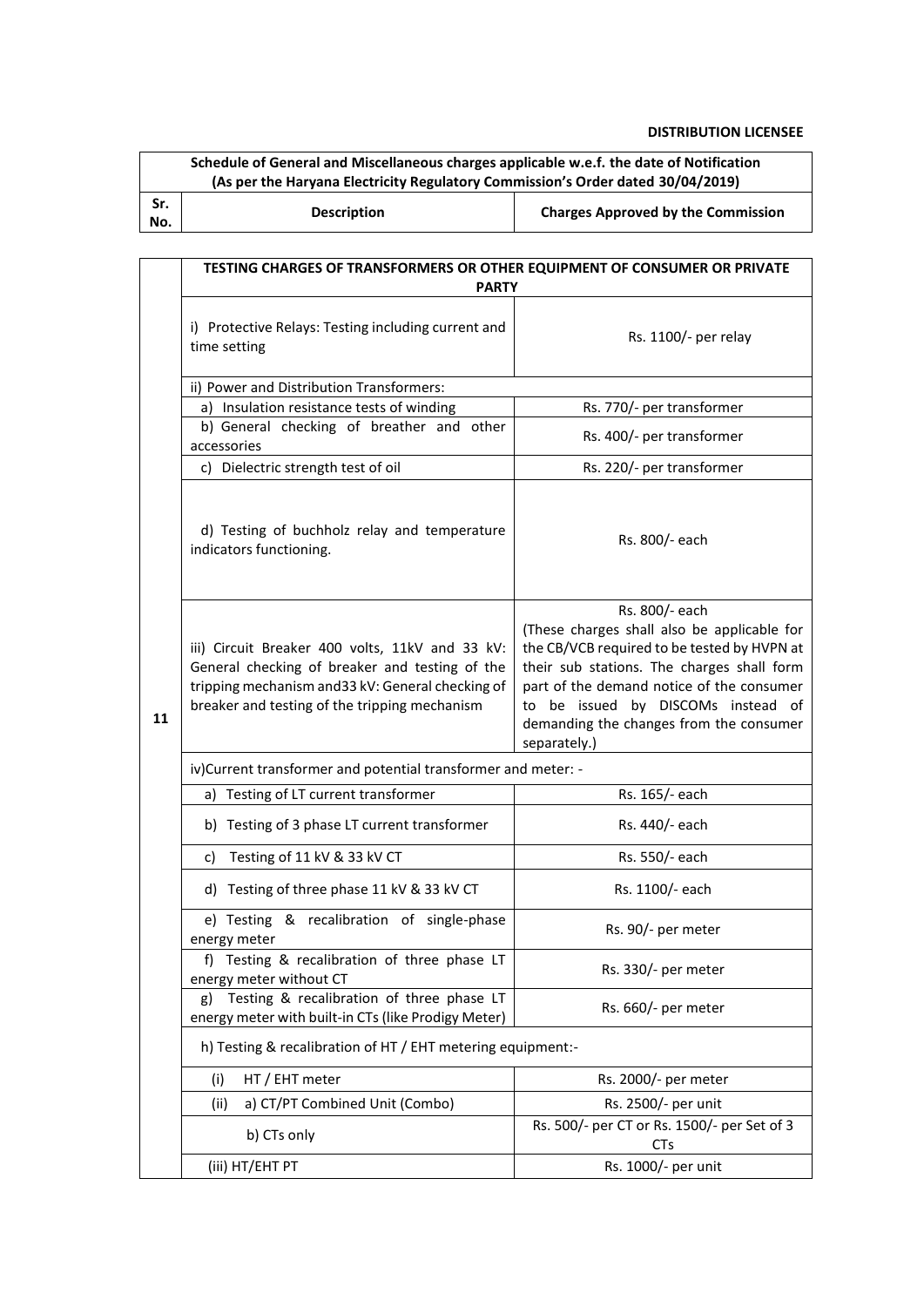**DISTRIBUTION LICENSEE**

| Schedule of General and Miscellaneous charges applicable w.e.f. the date of Notification (As per the Haryana Electricity Regulatory Commission's Order dated 30/04/2019) | | |
|---|---|---|
| **Sr. No.** | **Description** | **Charges Approved by the Commission** |

| Sr. No. | Description | Charges Approved by the Commission |
|---|---|---|
| 11 | **TESTING CHARGES OF TRANSFORMERS OR OTHER EQUIPMENT OF CONSUMER OR PRIVATE PARTY** | |
| | i) Protective Relays: Testing including current and time setting | Rs. 1100/- per relay |
| | ii) Power and Distribution Transformers: | |
| | a) Insulation resistance tests of winding | Rs. 770/- per transformer |
| | b) General checking of breather and other accessories | Rs. 400/- per transformer |
| | c) Dielectric strength test of oil | Rs. 220/- per transformer |
| | d) Testing of buchholz relay and temperature indicators functioning. | Rs. 800/- each |
| | iii) Circuit Breaker 400 volts, 11kV and 33 kV: General checking of breaker and testing of the tripping mechanism and33 kV: General checking of breaker and testing of the tripping mechanism | Rs. 800/- each (These charges shall also be applicable for the CB/VCB required to be tested by HVPN at their sub stations. The charges shall form part of the demand notice of the consumer to be issued by DISCOMs instead of demanding the changes from the consumer separately.) |
| | iv)Current transformer and potential transformer and meter: - | |
| | a) Testing of LT current transformer | Rs. 165/- each |
| | b) Testing of 3 phase LT current transformer | Rs. 440/- each |
| | c) Testing of 11 kV & 33 kV CT | Rs. 550/- each |
| | d) Testing of three phase 11 kV & 33 kV CT | Rs. 1100/- each |
| | e) Testing & recalibration of single-phase energy meter | Rs. 90/- per meter |
| | f) Testing & recalibration of three phase LT energy meter without CT | Rs. 330/- per meter |
| | g) Testing & recalibration of three phase LT energy meter with built-in CTs (like Prodigy Meter) | Rs. 660/- per meter |
| | h) Testing & recalibration of HT / EHT metering equipment:- | |
| | (i) HT / EHT meter | Rs. 2000/- per meter |
| | (ii) a) CT/PT Combined Unit (Combo) | Rs. 2500/- per unit |
| | b) CTs only | Rs. 500/- per CT or Rs. 1500/- per Set of 3 CTs |
| | (iii) HT/EHT PT | Rs. 1000/- per unit |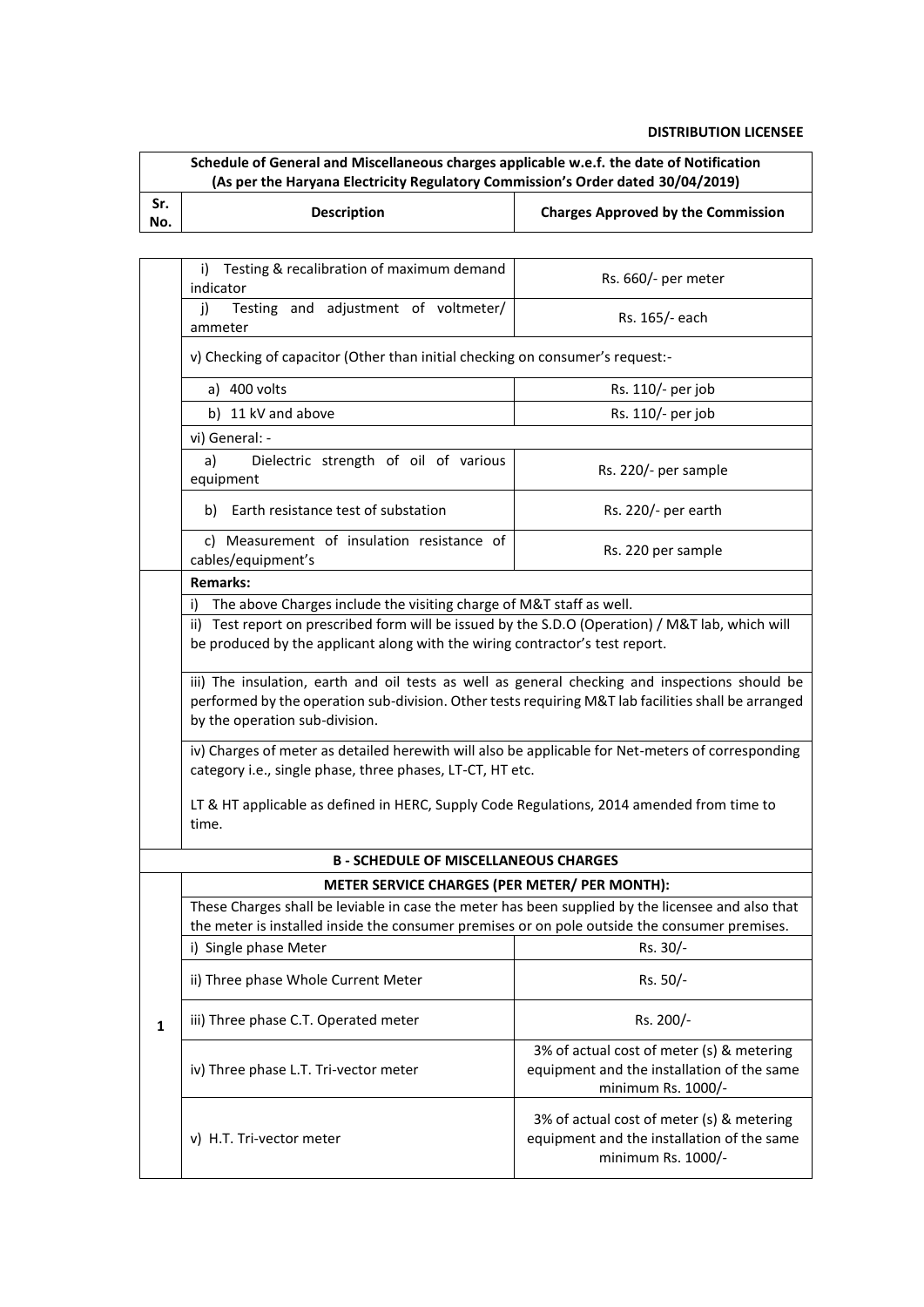**DISTRIBUTION LICENSEE**

| Schedule of General and Miscellaneous charges applicable w.e.f. the date of Notification (As per the Haryana Electricity Regulatory Commission's Order dated 30/04/2019) | | |
|---|---|---|
| **Sr. No.** | **Description** | **Charges Approved by the Commission** |
| | i) Testing & recalibration of maximum demand indicator | Rs. 660/- per meter |
| | j) Testing and adjustment of voltmeter/ ammeter | Rs. 165/- each |
| | v) Checking of capacitor (Other than initial checking on consumer's request:- | |
| | a) 400 volts | Rs. 110/- per job |
| | b) 11 kV and above | Rs. 110/- per job |
| | vi) General: - | |
| | a) Dielectric strength of oil of various equipment | Rs. 220/- per sample |
| | b) Earth resistance test of substation | Rs. 220/- per earth |
| | c) Measurement of insulation resistance of cables/equipment's | Rs. 220 per sample |
| | **Remarks:** | |
| | i) The above Charges include the visiting charge of M&T staff as well. | |
| | ii) Test report on prescribed form will be issued by the S.D.O (Operation) / M&T lab, which will be produced by the applicant along with the wiring contractor's test report. | |
| | iii) The insulation, earth and oil tests as well as general checking and inspections should be performed by the operation sub-division. Other tests requiring M&T lab facilities shall be arranged by the operation sub-division. | |
| | iv) Charges of meter as detailed herewith will also be applicable for Net-meters of corresponding category i.e., single phase, three phases, LT-CT, HT etc. LT & HT applicable as defined in HERC, Supply Code Regulations, 2014 amended from time to time. | |
| | **B - SCHEDULE OF MISCELLANEOUS CHARGES** | |
| 1 | **METER SERVICE CHARGES (PER METER/ PER MONTH):** | |
| | These Charges shall be leviable in case the meter has been supplied by the licensee and also that the meter is installed inside the consumer premises or on pole outside the consumer premises. | |
| | i) Single phase Meter | Rs. 30/- |
| | ii) Three phase Whole Current Meter | Rs. 50/- |
| | iii) Three phase C.T. Operated meter | Rs. 200/- |
| | iv) Three phase L.T. Tri-vector meter | 3% of actual cost of meter (s) & metering equipment and the installation of the same minimum Rs. 1000/- |
| | v) H.T. Tri-vector meter | 3% of actual cost of meter (s) & metering equipment and the installation of the same minimum Rs. 1000/- |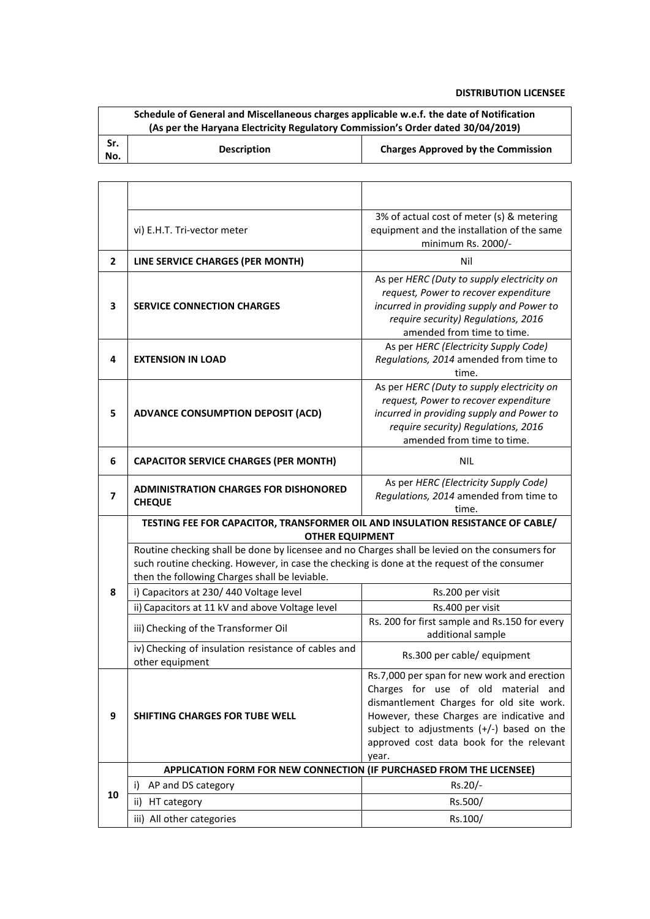**DISTRIBUTION LICENSEE**

| Schedule of General and Miscellaneous charges applicable w.e.f. the date of Notification (As per the Haryana Electricity Regulatory Commission's Order dated 30/04/2019) | | |
|---|---|---|
| **Sr. No.** | **Description** | **Charges Approved by the Commission** |
| | | |
| | vi) E.H.T. Tri-vector meter | 3% of actual cost of meter (s) & metering equipment and the installation of the same minimum Rs. 2000/- |
| **2** | **LINE SERVICE CHARGES (PER MONTH)** | Nil |
| **3** | **SERVICE CONNECTION CHARGES** | As per *HERC (Duty to supply electricity on request, Power to recover expenditure incurred in providing supply and Power to require security) Regulations, 2016* amended from time to time. |
| **4** | **EXTENSION IN LOAD** | As per *HERC (Electricity Supply Code) Regulations, 2014* amended from time to time. |
| **5** | **ADVANCE CONSUMPTION DEPOSIT (ACD)** | As per *HERC (Duty to supply electricity on request, Power to recover expenditure incurred in providing supply and Power to require security) Regulations, 2016* amended from time to time. |
| **6** | **CAPACITOR SERVICE CHARGES (PER MONTH)** | NIL |
| **7** | **ADMINISTRATION CHARGES FOR DISHONORED CHEQUE** | As per *HERC (Electricity Supply Code) Regulations, 2014* amended from time to time. |
| **8** | **TESTING FEE FOR CAPACITOR, TRANSFORMER OIL AND INSULATION RESISTANCE OF CABLE/ OTHER EQUIPMENT** | |
| | Routine checking shall be done by licensee and no Charges shall be levied on the consumers for such routine checking. However, in case the checking is done at the request of the consumer then the following Charges shall be leviable. | |
| | i) Capacitors at 230/ 440 Voltage level | Rs.200 per visit |
| | ii) Capacitors at 11 kV and above Voltage level | Rs.400 per visit |
| | iii) Checking of the Transformer Oil | Rs. 200 for first sample and Rs.150 for every additional sample |
| | iv) Checking of insulation resistance of cables and other equipment | Rs.300 per cable/ equipment |
| **9** | **SHIFTING CHARGES FOR TUBE WELL** | Rs.7,000 per span for new work and erection Charges for use of old material and dismantlement Charges for old site work. However, these Charges are indicative and subject to adjustments (+/-) based on the approved cost data book for the relevant year. |
| **10** | **APPLICATION FORM FOR NEW CONNECTION (IF PURCHASED FROM THE LICENSEE)** | |
| | i) AP and DS category | Rs.20/- |
| | ii) HT category | Rs.500/ |
| | iii) All other categories | Rs.100/ |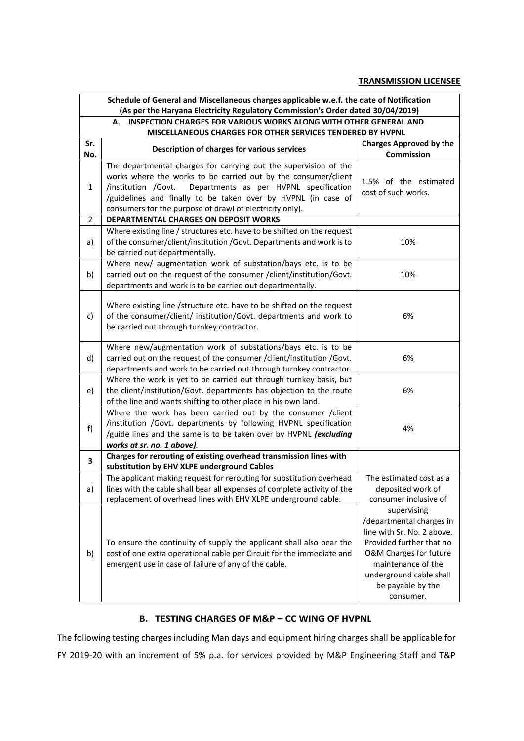**TRANSMISSION LICENSEE**

| Schedule of General and Miscellaneous charges applicable w.e.f. the date of Notification (As per the Haryana Electricity Regulatory Commission's Order dated 30/04/2019) | | |
|---|---|---|
| **A. INSPECTION CHARGES FOR VARIOUS WORKS ALONG WITH OTHER GENERAL AND MISCELLANEOUS CHARGES FOR OTHER SERVICES TENDERED BY HVPNL** | | |
| **Sr. No.** | **Description of charges for various services** | **Charges Approved by the Commission** |
| 1 | The departmental charges for carrying out the supervision of the works where the works to be carried out by the consumer/client /institution /Govt. Departments as per HVPNL specification /guidelines and finally to be taken over by HVPNL (in case of consumers for the purpose of drawl of electricity only). | 1.5% of the estimated cost of such works. |
| 2 | **DEPARTMENTAL CHARGES ON DEPOSIT WORKS** | |
| a) | Where existing line / structures etc. have to be shifted on the request of the consumer/client/institution /Govt. Departments and work is to be carried out departmentally. | 10% |
| b) | Where new/ augmentation work of substation/bays etc. is to be carried out on the request of the consumer /client/institution/Govt. departments and work is to be carried out departmentally. | 10% |
| c) | Where existing line /structure etc. have to be shifted on the request of the consumer/client/ institution/Govt. departments and work to be carried out through turnkey contractor. | 6% |
| d) | Where new/augmentation work of substations/bays etc. is to be carried out on the request of the consumer /client/institution /Govt. departments and work to be carried out through turnkey contractor. | 6% |
| e) | Where the work is yet to be carried out through turnkey basis, but the client/institution/Govt. departments has objection to the route of the line and wants shifting to other place in his own land. | 6% |
| f) | Where the work has been carried out by the consumer /client /institution /Govt. departments by following HVPNL specification /guide lines and the same is to be taken over by HVPNL ***(excluding works at sr. no. 1 above)***. | 4% |
| **3** | **Charges for rerouting of existing overhead transmission lines with substitution by EHV XLPE underground Cables** | |
| a) | The applicant making request for rerouting for substitution overhead lines with the cable shall bear all expenses of complete activity of the replacement of overhead lines with EHV XLPE underground cable. | The estimated cost as a deposited work of consumer inclusive of supervising /departmental charges in line with Sr. No. 2 above. Provided further that no O&M Charges for future maintenance of the underground cable shall be payable by the consumer. |
| b) | To ensure the continuity of supply the applicant shall also bear the cost of one extra operational cable per Circuit for the immediate and emergent use in case of failure of any of the cable. | |

## B. TESTING CHARGES OF M&P – CC WING OF HVPNL

The following testing charges including Man days and equipment hiring charges shall be applicable for FY 2019-20 with an increment of 5% p.a. for services provided by M&P Engineering Staff and T&P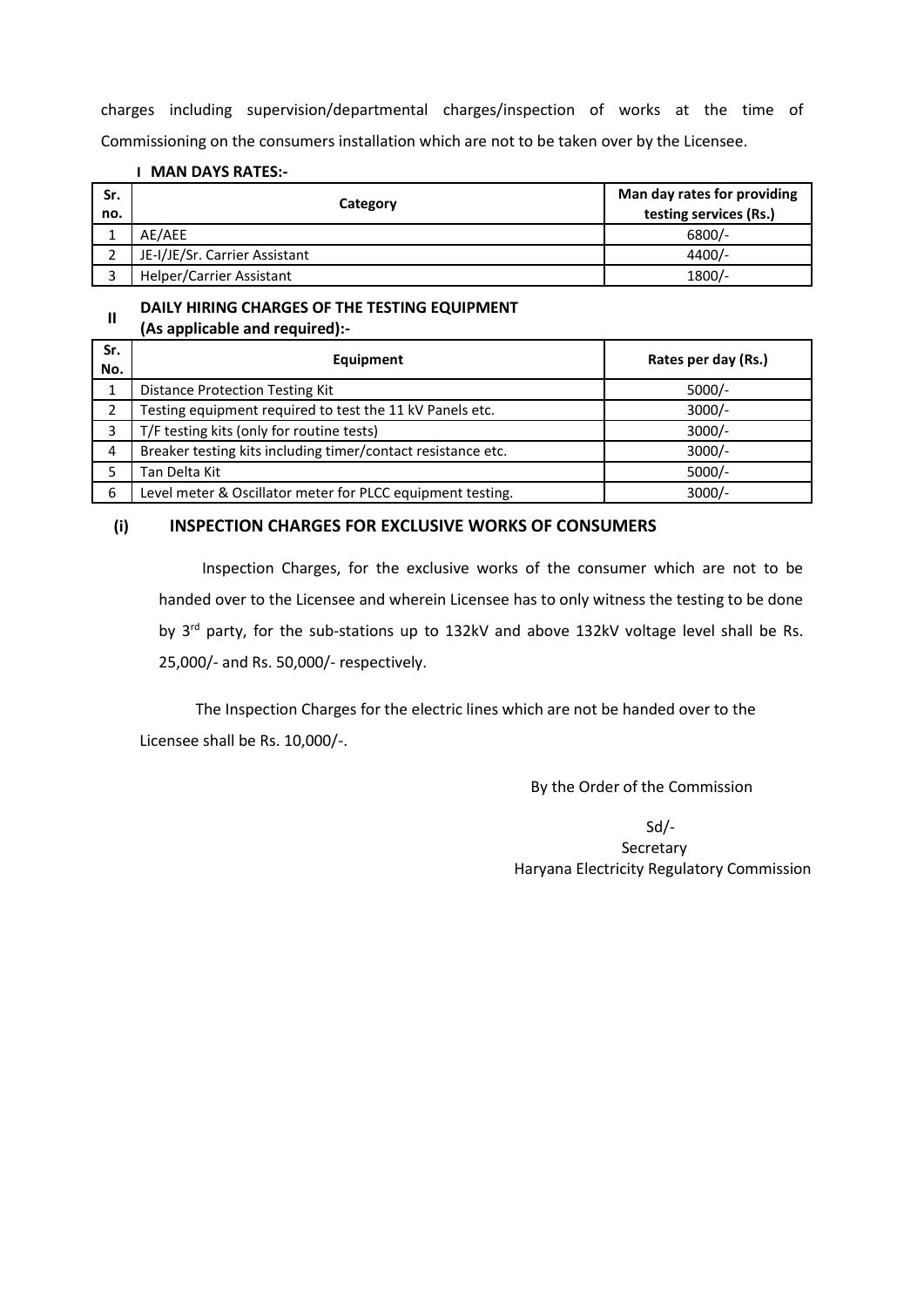charges including supervision/departmental charges/inspection of works at the time of Commissioning on the consumers installation which are not to be taken over by the Licensee.

**I MAN DAYS RATES:-**

| Sr. no. | Category | Man day rates for providing testing services (Rs.) |
|---|---|---|
| 1 | AE/AEE | 6800/- |
| 2 | JE-I/JE/Sr. Carrier Assistant | 4400/- |
| 3 | Helper/Carrier Assistant | 1800/- |

**II DAILY HIRING CHARGES OF THE TESTING EQUIPMENT (As applicable and required):-**

| Sr. No. | Equipment | Rates per day (Rs.) |
|---|---|---|
| 1 | Distance Protection Testing Kit | 5000/- |
| 2 | Testing equipment required to test the 11 kV Panels etc. | 3000/- |
| 3 | T/F testing kits (only for routine tests) | 3000/- |
| 4 | Breaker testing kits including timer/contact resistance etc. | 3000/- |
| 5 | Tan Delta Kit | 5000/- |
| 6 | Level meter & Oscillator meter for PLCC equipment testing. | 3000/- |

**(i) INSPECTION CHARGES FOR EXCLUSIVE WORKS OF CONSUMERS**

Inspection Charges, for the exclusive works of the consumer which are not to be handed over to the Licensee and wherein Licensee has to only witness the testing to be done by 3rd party, for the sub-stations up to 132kV and above 132kV voltage level shall be Rs. 25,000/- and Rs. 50,000/- respectively.

The Inspection Charges for the electric lines which are not be handed over to the Licensee shall be Rs. 10,000/-.

By the Order of the Commission

Sd/-
Secretary
Haryana Electricity Regulatory Commission